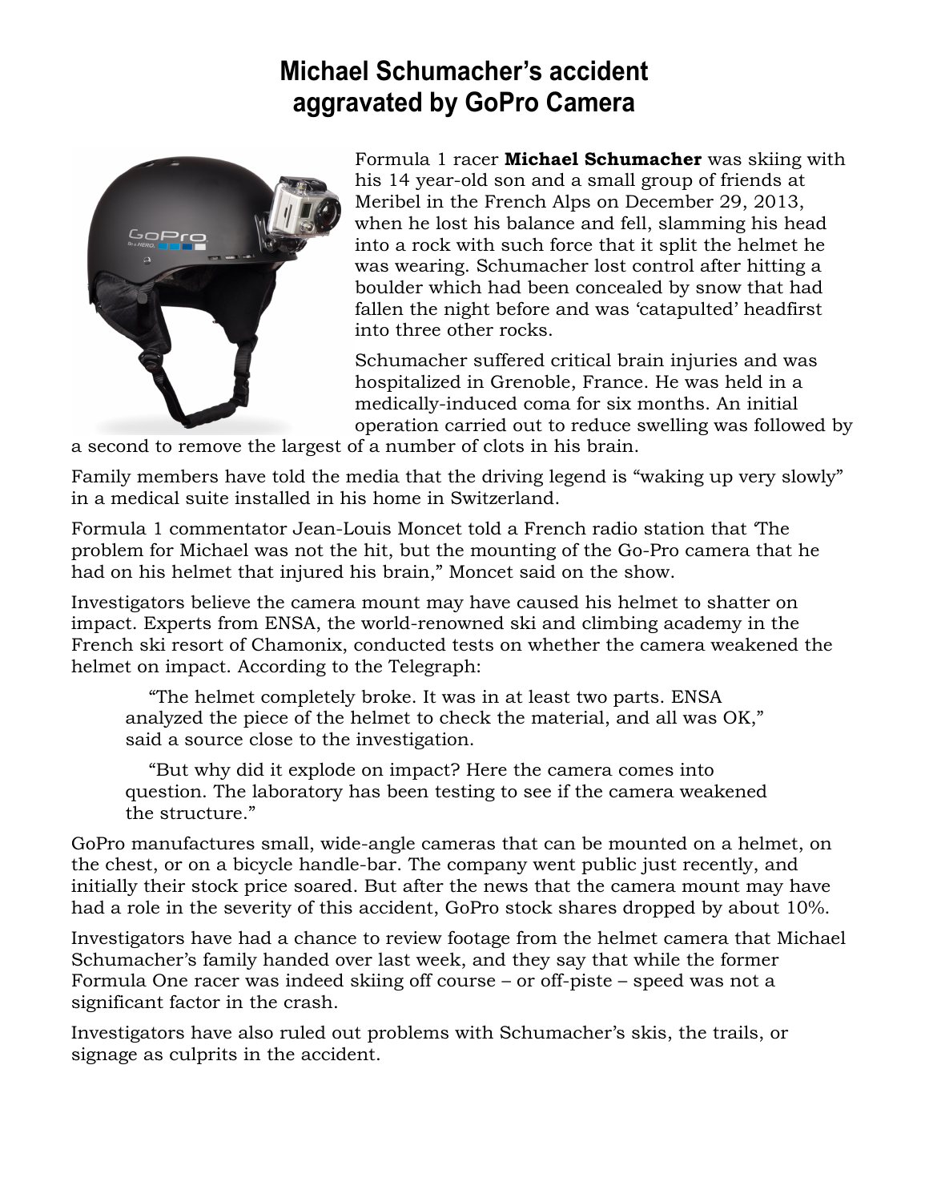# Michael Schumacher's accident aggravated by GoPro Camera

Formula 1 racer **Michael Schumacher** was skiing with his 14 year-old son and a small group of friends at Meribel in the French Alps on December 29, 2013, when he lost his balance and fell, slamming his head into a rock with such force that it split the helmet he was wearing. Schumacher lost control after hitting a boulder which had been concealed by snow that had fallen the night before and was 'catapulted' headfirst into three other rocks.

Schumacher suffered critical brain injuries and was hospitalized in Grenoble, France. He was held in a medically-induced coma for six months. An initial operation carried out to reduce swelling was followed by a second to remove the largest of a number of clots in his brain.

Family members have told the media that the driving legend is "waking up very slowly" in a medical suite installed in his home in Switzerland.

Formula 1 commentator Jean-Louis Moncet told a French radio station that 'The problem for Michael was not the hit, but the mounting of the Go-Pro camera that he had on his helmet that injured his brain," Moncet said on the show.

Investigators believe the camera mount may have caused his helmet to shatter on impact. Experts from ENSA, the world-renowned ski and climbing academy in the French ski resort of Chamonix, conducted tests on whether the camera weakened the helmet on impact. According to the Telegraph:

> "The helmet completely broke. It was in at least two parts. ENSA analyzed the piece of the helmet to check the material, and all was OK," said a source close to the investigation.
>
> "But why did it explode on impact? Here the camera comes into question. The laboratory has been testing to see if the camera weakened the structure."

GoPro manufactures small, wide-angle cameras that can be mounted on a helmet, on the chest, or on a bicycle handle-bar. The company went public just recently, and initially their stock price soared. But after the news that the camera mount may have had a role in the severity of this accident, GoPro stock shares dropped by about 10%.

Investigators have had a chance to review footage from the helmet camera that Michael Schumacher's family handed over last week, and they say that while the former Formula One racer was indeed skiing off course – or off-piste – speed was not a significant factor in the crash.

Investigators have also ruled out problems with Schumacher's skis, the trails, or signage as culprits in the accident.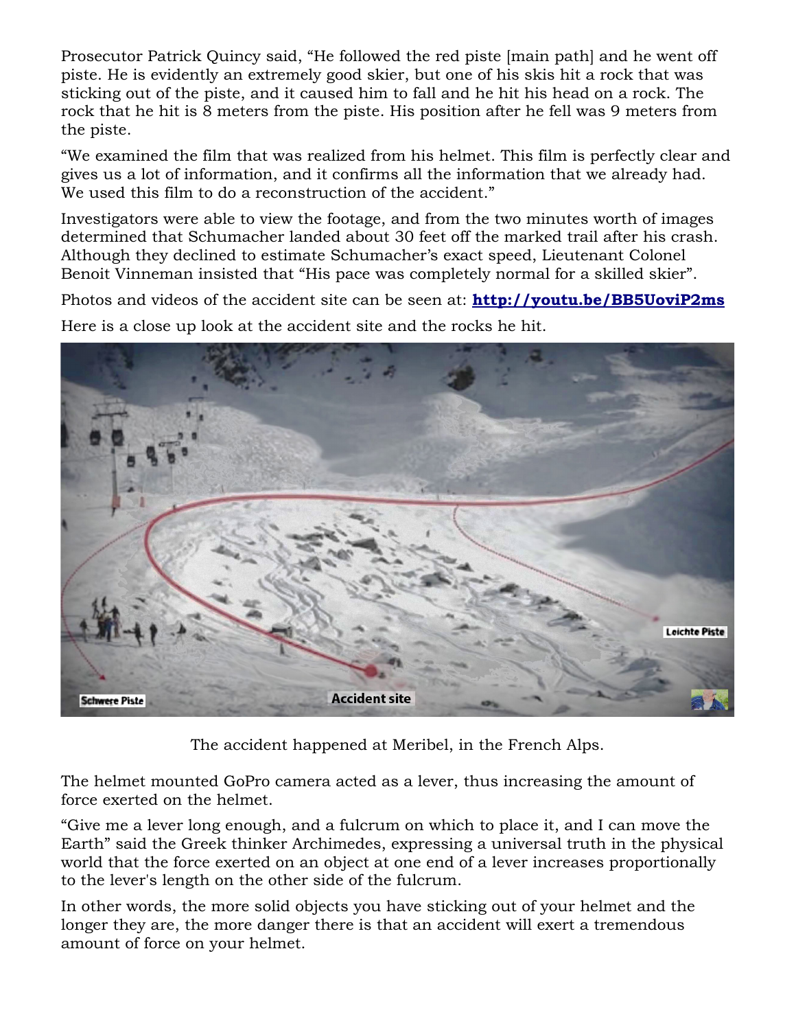Prosecutor Patrick Quincy said, "He followed the red piste [main path] and he went off piste. He is evidently an extremely good skier, but one of his skis hit a rock that was sticking out of the piste, and it caused him to fall and he hit his head on a rock. The rock that he hit is 8 meters from the piste. His position after he fell was 9 meters from the piste.

"We examined the film that was realized from his helmet. This film is perfectly clear and gives us a lot of information, and it confirms all the information that we already had. We used this film to do a reconstruction of the accident."

Investigators were able to view the footage, and from the two minutes worth of images determined that Schumacher landed about 30 feet off the marked trail after his crash. Although they declined to estimate Schumacher's exact speed, Lieutenant Colonel Benoit Vinneman insisted that "His pace was completely normal for a skilled skier".

Photos and videos of the accident site can be seen at: **http://youtu.be/BB5UoviP2ms**

Here is a close up look at the accident site and the rocks he hit.

The accident happened at Meribel, in the French Alps.

The helmet mounted GoPro camera acted as a lever, thus increasing the amount of force exerted on the helmet.

"Give me a lever long enough, and a fulcrum on which to place it, and I can move the Earth" said the Greek thinker Archimedes, expressing a universal truth in the physical world that the force exerted on an object at one end of a lever increases proportionally to the lever's length on the other side of the fulcrum.

In other words, the more solid objects you have sticking out of your helmet and the longer they are, the more danger there is that an accident will exert a tremendous amount of force on your helmet.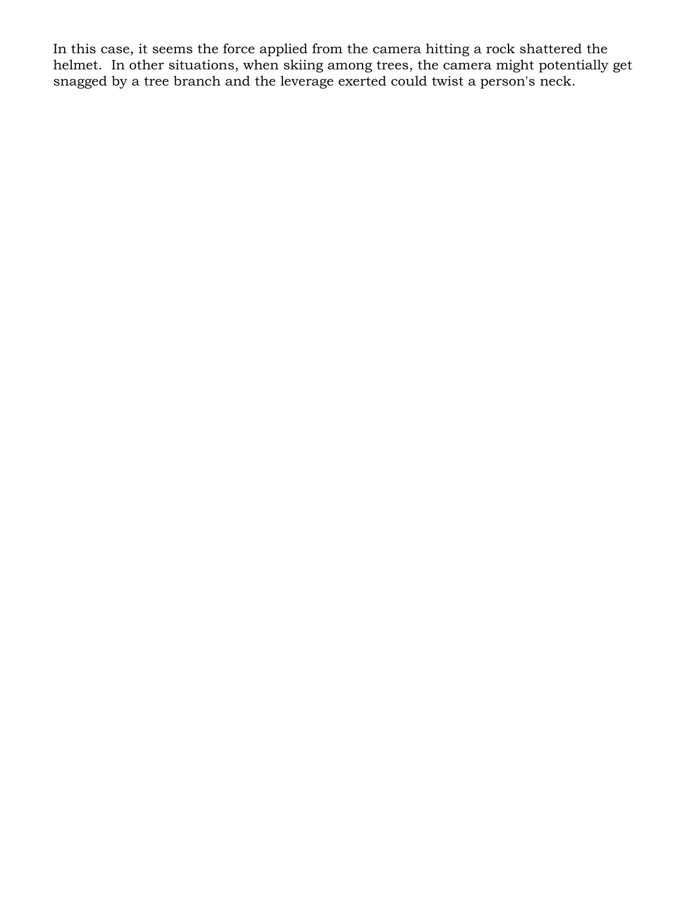In this case, it seems the force applied from the camera hitting a rock shattered the helmet. In other situations, when skiing among trees, the camera might potentially get snagged by a tree branch and the leverage exerted could twist a person's neck.